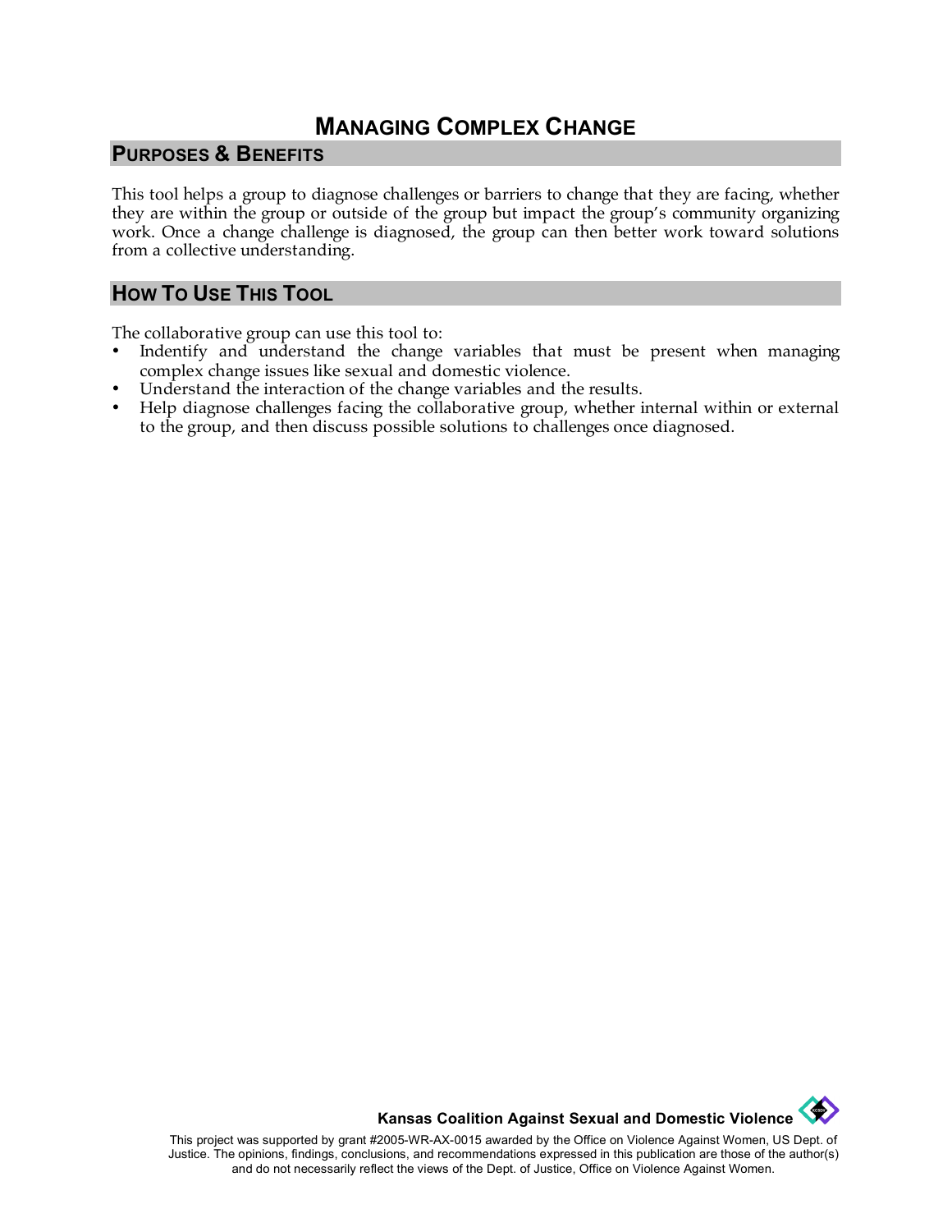# MANAGING COMPLEX CHANGE

## PURPOSES & BENEFITS

This tool helps a group to diagnose challenges or barriers to change that they are facing, whether they are within the group or outside of the group but impact the group's community organizing work. Once a change challenge is diagnosed, the group can then better work toward solutions from a collective understanding.

## HOW TO USE THIS TOOL

The collaborative group can use this tool to:

- Indentify and understand the change variables that must be present when managing complex change issues like sexual and domestic violence.
- Understand the interaction of the change variables and the results.
- Help diagnose challenges facing the collaborative group, whether internal within or external to the group, and then discuss possible solutions to challenges once diagnosed.

**Kansas Coalition Against Sexual and Domestic Violence**

This project was supported by grant #2005-WR-AX-0015 awarded by the Office on Violence Against Women, US Dept. of Justice. The opinions, findings, conclusions, and recommendations expressed in this publication are those of the author(s) and do not necessarily reflect the views of the Dept. of Justice, Office on Violence Against Women.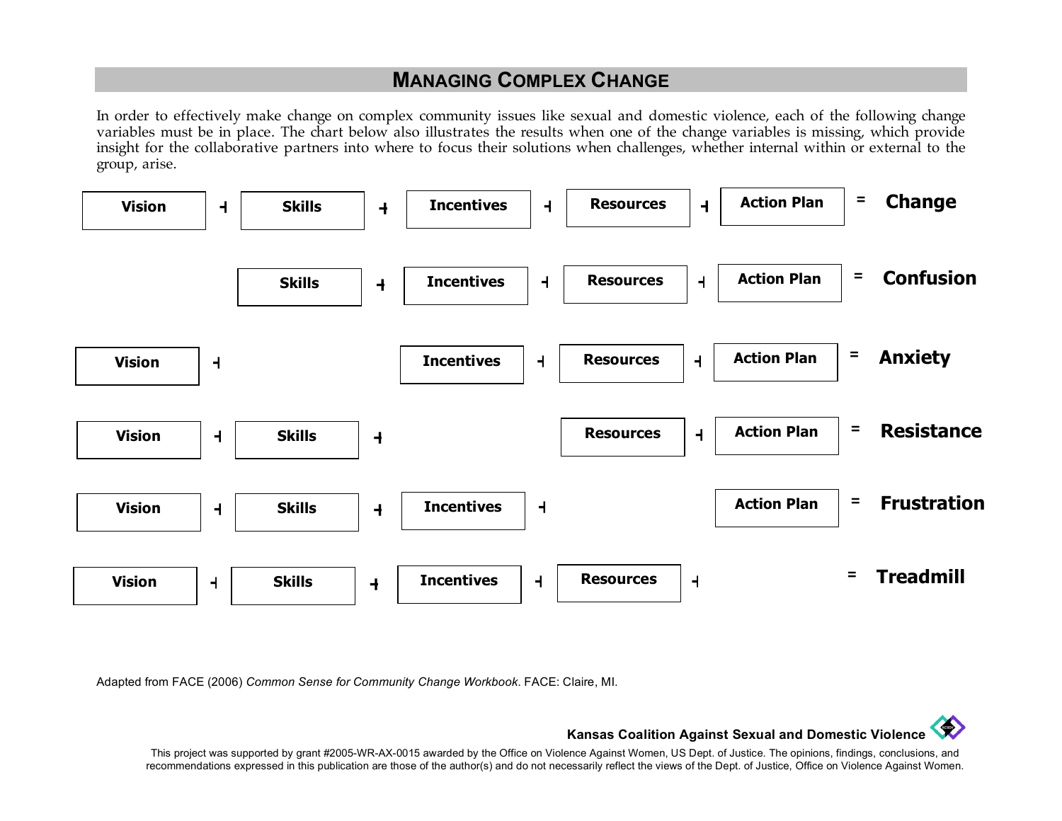## MANAGING COMPLEX CHANGE

In order to effectively make change on complex community issues like sexual and domestic violence, each of the following change variables must be in place. The chart below also illustrates the results when one of the change variables is missing, which provide insight for the collaborative partners into where to focus their solutions when challenges, whether internal within or external to the group, arise.

| | | | | | | | | | | |
|---|---|---|---|---|---|---|---|---|---|---|
| **Vision** | + | **Skills** | + | **Incentives** | + | **Resources** | + | **Action Plan** | = | **Change** |
| | | **Skills** | + | **Incentives** | + | **Resources** | + | **Action Plan** | = | **Confusion** |
| **Vision** | + | | | **Incentives** | + | **Resources** | + | **Action Plan** | = | **Anxiety** |
| **Vision** | + | **Skills** | + | | | **Resources** | + | **Action Plan** | = | **Resistance** |
| **Vision** | + | **Skills** | + | **Incentives** | + | | | **Action Plan** | = | **Frustration** |
| **Vision** | + | **Skills** | + | **Incentives** | + | **Resources** | + | | = | **Treadmill** |

Adapted from FACE (2006) *Common Sense for Community Change Workbook*. FACE: Claire, MI.

**Kansas Coalition Against Sexual and Domestic Violence**

This project was supported by grant #2005-WR-AX-0015 awarded by the Office on Violence Against Women, US Dept. of Justice. The opinions, findings, conclusions, and recommendations expressed in this publication are those of the author(s) and do not necessarily reflect the views of the Dept. of Justice, Office on Violence Against Women.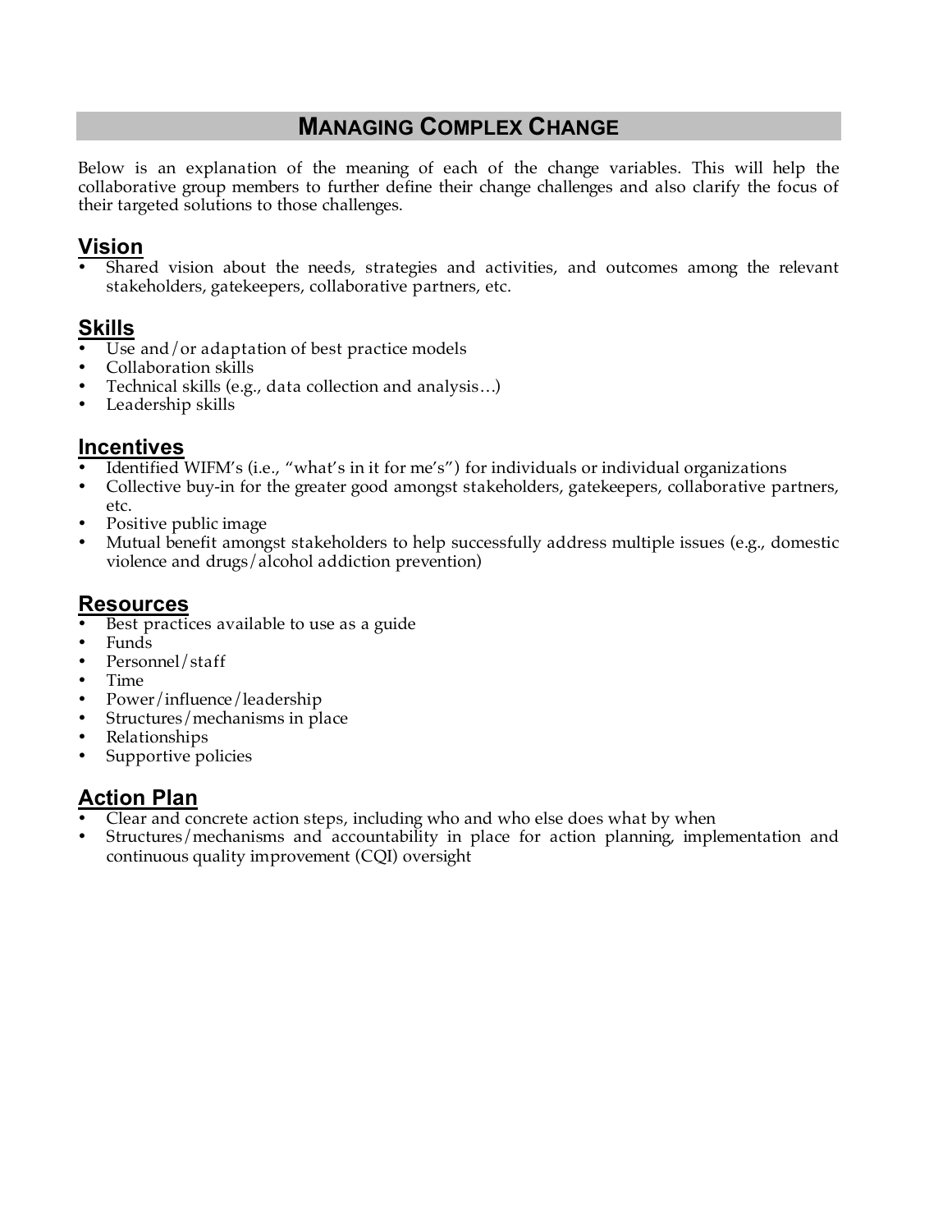# MANAGING COMPLEX CHANGE

Below is an explanation of the meaning of each of the change variables. This will help the collaborative group members to further define their change challenges and also clarify the focus of their targeted solutions to those challenges.

## Vision

- Shared vision about the needs, strategies and activities, and outcomes among the relevant stakeholders, gatekeepers, collaborative partners, etc.

## Skills

- Use and/or adaptation of best practice models
- Collaboration skills
- Technical skills (e.g., data collection and analysis…)
- Leadership skills

## Incentives

- Identified WIFM's (i.e., "what's in it for me's") for individuals or individual organizations
- Collective buy-in for the greater good amongst stakeholders, gatekeepers, collaborative partners, etc.
- Positive public image
- Mutual benefit amongst stakeholders to help successfully address multiple issues (e.g., domestic violence and drugs/alcohol addiction prevention)

## Resources

- Best practices available to use as a guide
- Funds
- Personnel/staff
- Time
- Power/influence/leadership
- Structures/mechanisms in place
- Relationships
- Supportive policies

## Action Plan

- Clear and concrete action steps, including who and who else does what by when
- Structures/mechanisms and accountability in place for action planning, implementation and continuous quality improvement (CQI) oversight